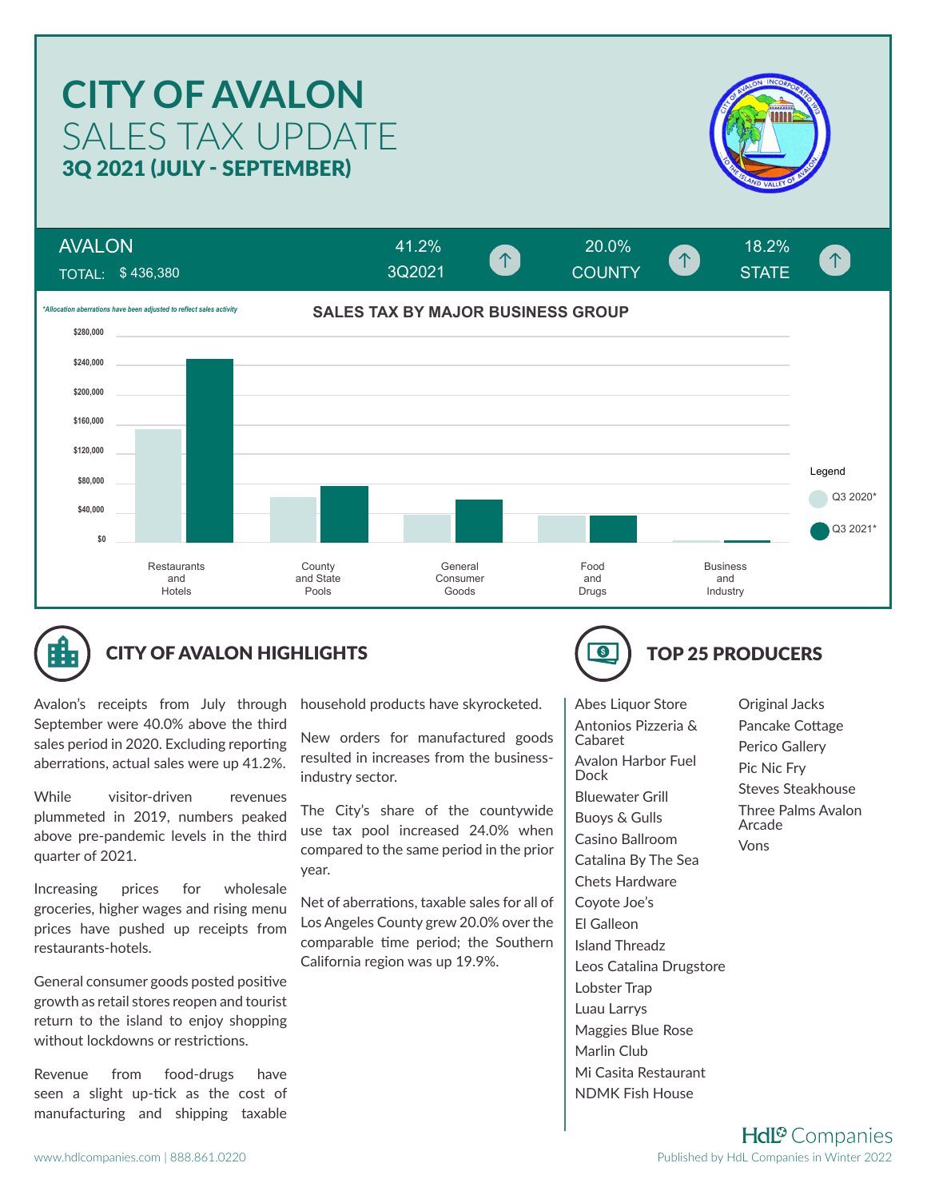# CITY OF AVALON

## SALES TAX UPDATE

### 3Q 2021 (JULY - SEPTEMBER)

| AVALON | 41.2% | 20.0% | 18.2% |
|---|---|---|---|
| TOTAL: $ 436,380 | 3Q2021 ↑ | COUNTY ↑ | STATE ↑ |

*\*Allocation aberrations have been adjusted to reflect sales activity*

**SALES TAX BY MAJOR BUSINESS GROUP**

Legend: Q3 2020\*, Q3 2021\*

Categories: Restaurants and Hotels; County and State Pools; General Consumer Goods; Food and Drugs; Business and Industry

## CITY OF AVALON HIGHLIGHTS

Avalon's receipts from July through September were 40.0% above the third sales period in 2020. Excluding reporting aberrations, actual sales were up 41.2%.

While visitor-driven revenues plummeted in 2019, numbers peaked above pre-pandemic levels in the third quarter of 2021.

Increasing prices for wholesale groceries, higher wages and rising menu prices have pushed up receipts from restaurants-hotels.

General consumer goods posted positive growth as retail stores reopen and tourist return to the island to enjoy shopping without lockdowns or restrictions.

Revenue from food-drugs have seen a slight up-tick as the cost of manufacturing and shipping taxable household products have skyrocketed.

New orders for manufactured goods resulted in increases from the business-industry sector.

The City's share of the countywide use tax pool increased 24.0% when compared to the same period in the prior year.

Net of aberrations, taxable sales for all of Los Angeles County grew 20.0% over the comparable time period; the Southern California region was up 19.9%.

## TOP 25 PRODUCERS

- Abes Liquor Store
- Antonios Pizzeria & Cabaret
- Avalon Harbor Fuel Dock
- Bluewater Grill
- Buoys & Gulls
- Casino Ballroom
- Catalina By The Sea
- Chets Hardware
- Coyote Joe's
- El Galleon
- Island Threadz
- Leos Catalina Drugstore
- Lobster Trap
- Luau Larrys
- Maggies Blue Rose
- Marlin Club
- Mi Casita Restaurant
- NDMK Fish House
- Original Jacks
- Pancake Cottage
- Perico Gallery
- Pic Nic Fry
- Steves Steakhouse
- Three Palms Avalon Arcade
- Vons

HdL Companies

www.hdlcompanies.com | 888.861.0220

Published by HdL Companies in Winter 2022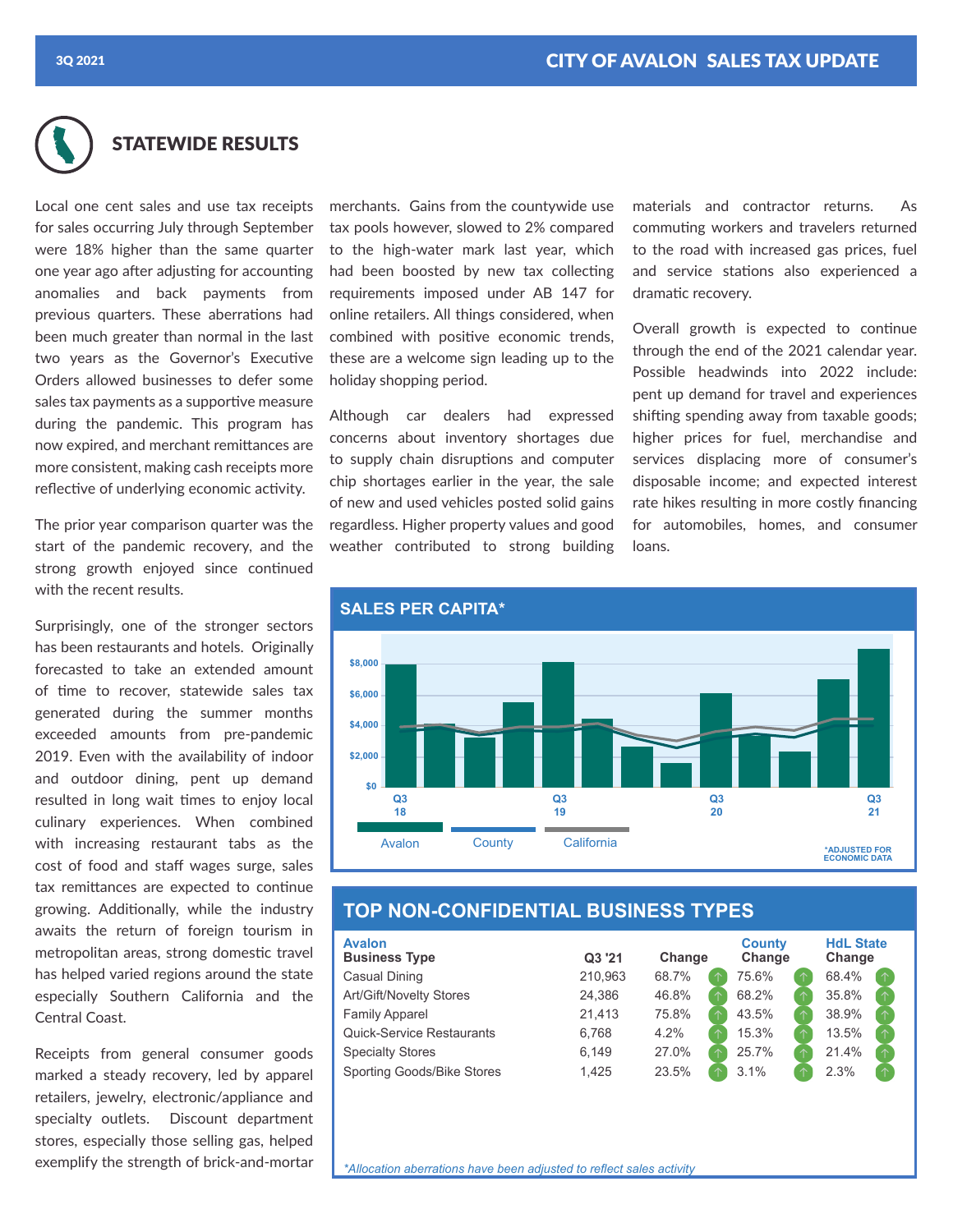## STATEWIDE RESULTS

Local one cent sales and use tax receipts for sales occurring July through September were 18% higher than the same quarter one year ago after adjusting for accounting anomalies and back payments from previous quarters. These aberrations had been much greater than normal in the last two years as the Governor's Executive Orders allowed businesses to defer some sales tax payments as a supportive measure during the pandemic. This program has now expired, and merchant remittances are more consistent, making cash receipts more reflective of underlying economic activity.

The prior year comparison quarter was the start of the pandemic recovery, and the strong growth enjoyed since continued with the recent results.

Surprisingly, one of the stronger sectors has been restaurants and hotels. Originally forecasted to take an extended amount of time to recover, statewide sales tax generated during the summer months exceeded amounts from pre-pandemic 2019. Even with the availability of indoor and outdoor dining, pent up demand resulted in long wait times to enjoy local culinary experiences. When combined with increasing restaurant tabs as the cost of food and staff wages surge, sales tax remittances are expected to continue growing. Additionally, while the industry awaits the return of foreign tourism in metropolitan areas, strong domestic travel has helped varied regions around the state especially Southern California and the Central Coast.

Receipts from general consumer goods marked a steady recovery, led by apparel retailers, jewelry, electronic/appliance and specialty outlets. Discount department stores, especially those selling gas, helped exemplify the strength of brick-and-mortar merchants. Gains from the countywide use tax pools however, slowed to 2% compared to the high-water mark last year, which had been boosted by new tax collecting requirements imposed under AB 147 for online retailers. All things considered, when combined with positive economic trends, these are a welcome sign leading up to the holiday shopping period.

Although car dealers had expressed concerns about inventory shortages due to supply chain disruptions and computer chip shortages earlier in the year, the sale of new and used vehicles posted solid gains regardless. Higher property values and good weather contributed to strong building materials and contractor returns. As commuting workers and travelers returned to the road with increased gas prices, fuel and service stations also experienced a dramatic recovery.

Overall growth is expected to continue through the end of the 2021 calendar year. Possible headwinds into 2022 include: pent up demand for travel and experiences shifting spending away from taxable goods; higher prices for fuel, merchandise and services displacing more of consumer's disposable income; and expected interest rate hikes resulting in more costly financing for automobiles, homes, and consumer loans.

## SALES PER CAPITA*

$8,000
$6,000
$4,000
$2,000
$0

Q3 18
Q3 19
Q3 20
Q3 21

Avalon
County
California

*ADJUSTED FOR ECONOMIC DATA

## TOP NON-CONFIDENTIAL BUSINESS TYPES

| Avalon Business Type | Q3 '21 | Change | County Change | HdL State Change |
|---|---|---|---|---|
| Casual Dining | 210,963 | 68.7% | 75.6% | 68.4% |
| Art/Gift/Novelty Stores | 24,386 | 46.8% | 68.2% | 35.8% |
| Family Apparel | 21,413 | 75.8% | 43.5% | 38.9% |
| Quick-Service Restaurants | 6,768 | 4.2% | 15.3% | 13.5% |
| Specialty Stores | 6,149 | 27.0% | 25.7% | 21.4% |
| Sporting Goods/Bike Stores | 1,425 | 23.5% | 3.1% | 2.3% |

*Allocation aberrations have been adjusted to reflect sales activity*